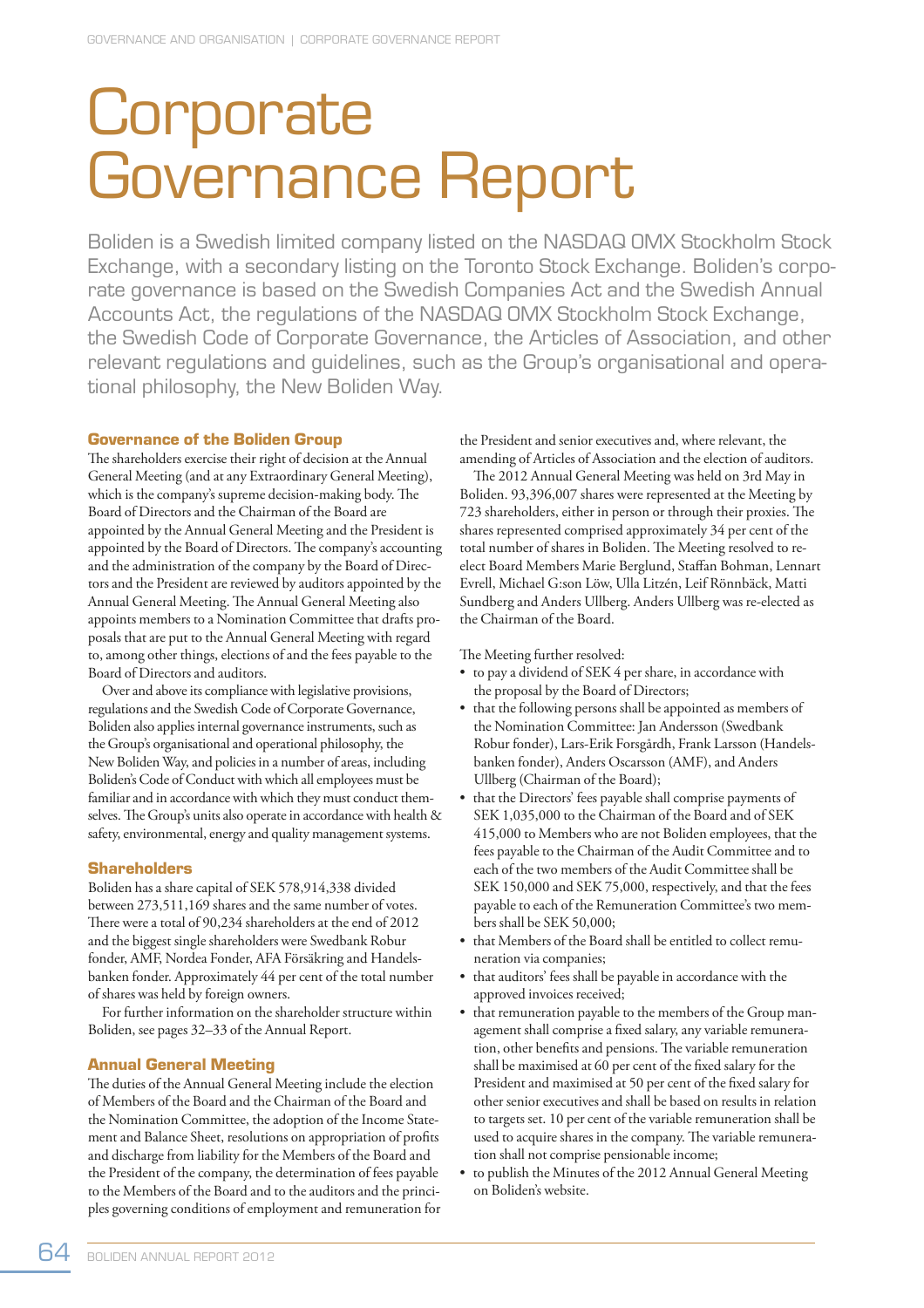# Corporate Governance Report

Boliden is a Swedish limited company listed on the NASDAQ OMX Stockholm Stock Exchange, with a secondary listing on the Toronto Stock Exchange. Boliden's corporate governance is based on the Swedish Companies Act and the Swedish Annual Accounts Act, the regulations of the NASDAQ OMX Stockholm Stock Exchange, the Swedish Code of Corporate Governance, the Articles of Association, and other relevant regulations and guidelines, such as the Group's organisational and operational philosophy, the New Boliden Way.

## Governance of the Boliden Group

The shareholders exercise their right of decision at the Annual General Meeting (and at any Extraordinary General Meeting), which is the company's supreme decision-making body. The Board of Directors and the Chairman of the Board are appointed by the Annual General Meeting and the President is appointed by the Board of Directors. The company's accounting and the administration of the company by the Board of Directors and the President are reviewed by auditors appointed by the Annual General Meeting. The Annual General Meeting also appoints members to a Nomination Committee that drafts proposals that are put to the Annual General Meeting with regard to, among other things, elections of and the fees payable to the Board of Directors and auditors.

Over and above its compliance with legislative provisions, regulations and the Swedish Code of Corporate Governance, Boliden also applies internal governance instruments, such as the Group's organisational and operational philosophy, the New Boliden Way, and policies in a number of areas, including Boliden's Code of Conduct with which all employees must be familiar and in accordance with which they must conduct themselves. The Group's units also operate in accordance with health & safety, environmental, energy and quality management systems.

## Shareholders

Boliden has a share capital of SEK 578,914,338 divided between 273,511,169 shares and the same number of votes. There were a total of 90,234 shareholders at the end of 2012 and the biggest single shareholders were Swedbank Robur fonder, AMF, Nordea Fonder, AFA Försäkring and Handelsbanken fonder. Approximately 44 per cent of the total number of shares was held by foreign owners.

For further information on the shareholder structure within Boliden, see pages 32–33 of the Annual Report.

## Annual General Meeting

The duties of the Annual General Meeting include the election of Members of the Board and the Chairman of the Board and the Nomination Committee, the adoption of the Income Statement and Balance Sheet, resolutions on appropriation of profits and discharge from liability for the Members of the Board and the President of the company, the determination of fees payable to the Members of the Board and to the auditors and the principles governing conditions of employment and remuneration for the President and senior executives and, where relevant, the amending of Articles of Association and the election of auditors.

The 2012 Annual General Meeting was held on 3rd May in Boliden. 93,396,007 shares were represented at the Meeting by 723 shareholders, either in person or through their proxies. The shares represented comprised approximately 34 per cent of the total number of shares in Boliden. The Meeting resolved to re-elect Board Members Marie Berglund, Staffan Bohman, Lennart Evrell, Michael G:son Löw, Ulla Litzén, Leif Rönnbäck, Matti Sundberg and Anders Ullberg. Anders Ullberg was re-elected as the Chairman of the Board.

The Meeting further resolved:

- to pay a dividend of SEK 4 per share, in accordance with the proposal by the Board of Directors;
- that the following persons shall be appointed as members of the Nomination Committee: Jan Andersson (Swedbank Robur fonder), Lars-Erik Forsgårdh, Frank Larsson (Handelsbanken fonder), Anders Oscarsson (AMF), and Anders Ullberg (Chairman of the Board);
- that the Directors' fees payable shall comprise payments of SEK 1,035,000 to the Chairman of the Board and of SEK 415,000 to Members who are not Boliden employees, that the fees payable to the Chairman of the Audit Committee and to each of the two members of the Audit Committee shall be SEK 150,000 and SEK 75,000, respectively, and that the fees payable to each of the Remuneration Committee's two members shall be SEK 50,000;
- that Members of the Board shall be entitled to collect remuneration via companies;
- that auditors' fees shall be payable in accordance with the approved invoices received;
- that remuneration payable to the members of the Group management shall comprise a fixed salary, any variable remuneration, other benefits and pensions. The variable remuneration shall be maximised at 60 per cent of the fixed salary for the President and maximised at 50 per cent of the fixed salary for other senior executives and shall be based on results in relation to targets set. 10 per cent of the variable remuneration shall be used to acquire shares in the company. The variable remuneration shall not comprise pensionable income;
- to publish the Minutes of the 2012 Annual General Meeting on Boliden's website.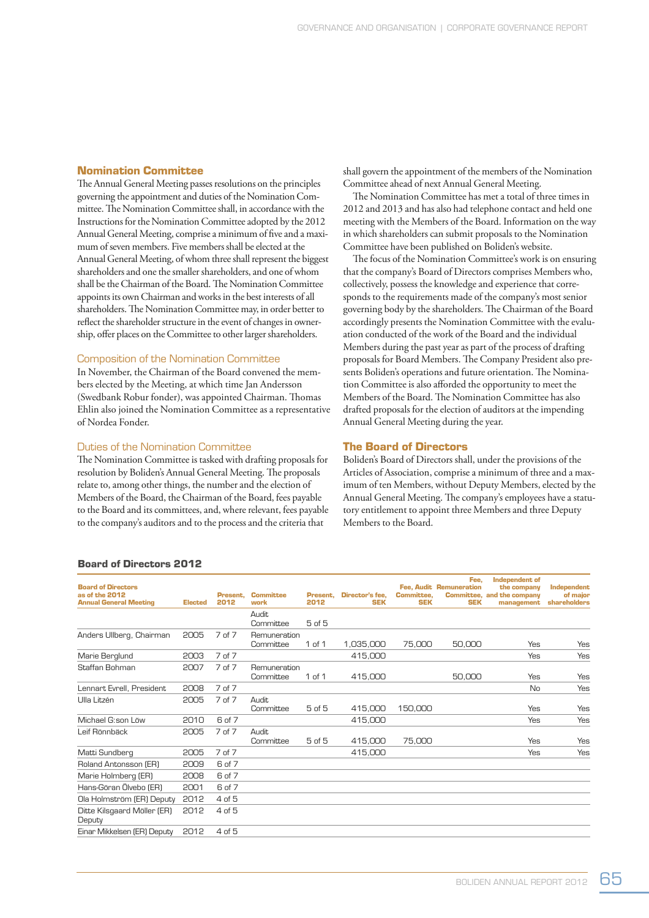## Nomination Committee

The Annual General Meeting passes resolutions on the principles governing the appointment and duties of the Nomination Committee. The Nomination Committee shall, in accordance with the Instructions for the Nomination Committee adopted by the 2012 Annual General Meeting, comprise a minimum of five and a maximum of seven members. Five members shall be elected at the Annual General Meeting, of whom three shall represent the biggest shareholders and one the smaller shareholders, and one of whom shall be the Chairman of the Board. The Nomination Committee appoints its own Chairman and works in the best interests of all shareholders. The Nomination Committee may, in order better to reflect the shareholder structure in the event of changes in ownership, offer places on the Committee to other larger shareholders.

### Composition of the Nomination Committee

In November, the Chairman of the Board convened the members elected by the Meeting, at which time Jan Andersson (Swedbank Robur fonder), was appointed Chairman. Thomas Ehlin also joined the Nomination Committee as a representative of Nordea Fonder.

### Duties of the Nomination Committee

The Nomination Committee is tasked with drafting proposals for resolution by Boliden's Annual General Meeting. The proposals relate to, among other things, the number and the election of Members of the Board, the Chairman of the Board, fees payable to the Board and its committees, and, where relevant, fees payable to the company's auditors and to the process and the criteria that shall govern the appointment of the members of the Nomination Committee ahead of next Annual General Meeting.

The Nomination Committee has met a total of three times in 2012 and 2013 and has also had telephone contact and held one meeting with the Members of the Board. Information on the way in which shareholders can submit proposals to the Nomination Committee have been published on Boliden's website.

The focus of the Nomination Committee's work is on ensuring that the company's Board of Directors comprises Members who, collectively, possess the knowledge and experience that corresponds to the requirements made of the company's most senior governing body by the shareholders. The Chairman of the Board accordingly presents the Nomination Committee with the evaluation conducted of the work of the Board and the individual Members during the past year as part of the process of drafting proposals for Board Members. The Company President also presents Boliden's operations and future orientation. The Nomination Committee is also afforded the opportunity to meet the Members of the Board. The Nomination Committee has also drafted proposals for the election of auditors at the impending Annual General Meeting during the year.

## The Board of Directors

Boliden's Board of Directors shall, under the provisions of the Articles of Association, comprise a minimum of three and a maximum of ten Members, without Deputy Members, elected by the Annual General Meeting. The company's employees have a statutory entitlement to appoint three Members and three Deputy Members to the Board.

### Board of Directors 2012

| Board of Directors as of the 2012 Annual General Meeting | Elected | Present, 2012 | Committee work | Present, 2012 | Director's fee, SEK | Fee, Audit Committee, SEK | Fee, Remuneration Committee, SEK | Independent of the company and the company management | Independent of major shareholders |
|---|---|---|---|---|---|---|---|---|---|
| Anders Ullberg, Chairman | 2005 | 7 of 7 | Audit Committee<br>Remuneration Committee | 5 of 5<br>1 of 1 | 1,035,000 | 75,000 | 50,000 | Yes | Yes |
| Marie Berglund | 2003 | 7 of 7 | | | 415,000 | | | Yes | Yes |
| Staffan Bohman | 2007 | 7 of 7 | Remuneration Committee | 1 of 1 | 415,000 | | 50,000 | Yes | Yes |
| Lennart Evrell, President | 2008 | 7 of 7 | | | | | | No | Yes |
| Ulla Litzén | 2005 | 7 of 7 | Audit Committee | 5 of 5 | 415,000 | 150,000 | | Yes | Yes |
| Michael G:son Löw | 2010 | 6 of 7 | | | 415,000 | | | Yes | Yes |
| Leif Rönnbäck | 2005 | 7 of 7 | Audit Committee | 5 of 5 | 415,000 | 75,000 | | Yes | Yes |
| Matti Sundberg | 2005 | 7 of 7 | | | 415,000 | | | Yes | Yes |
| Roland Antonsson (ER) | 2009 | 6 of 7 | | | | | | | |
| Marie Holmberg (ER) | 2008 | 6 of 7 | | | | | | | |
| Hans-Göran Ölvebo (ER) | 2001 | 6 of 7 | | | | | | | |
| Ola Holmström (ER) Deputy | 2012 | 4 of 5 | | | | | | | |
| Ditte Kilsgaard Möller (ER) Deputy | 2012 | 4 of 5 | | | | | | | |
| Einar Mikkelsen (ER) Deputy | 2012 | 4 of 5 | | | | | | | |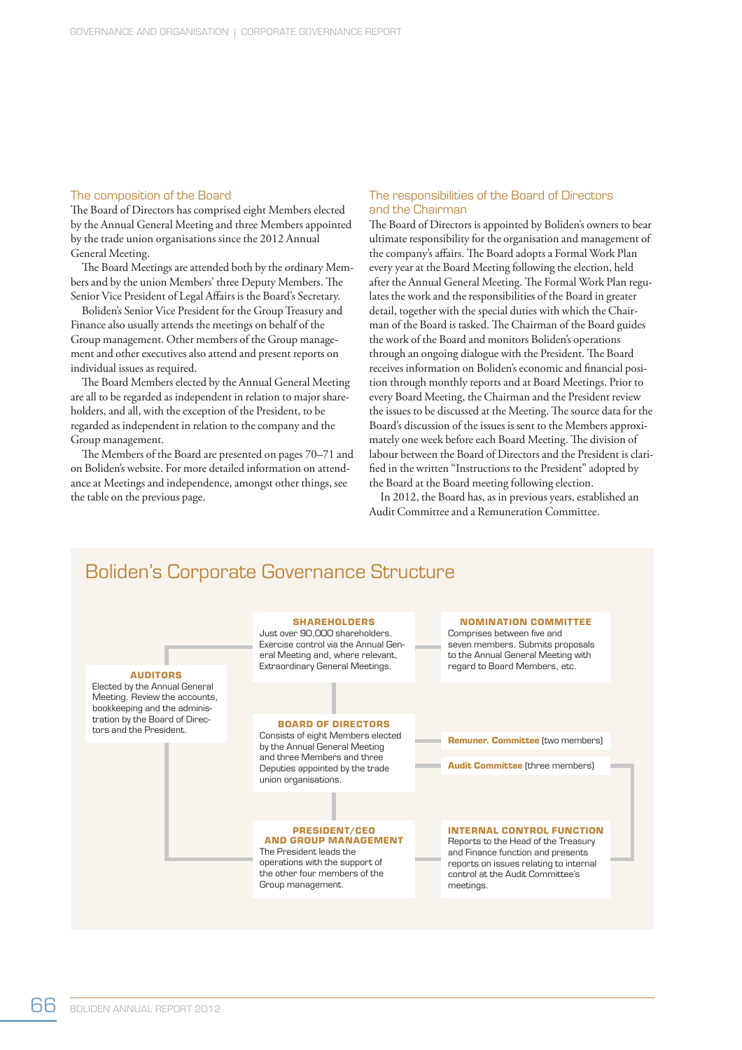## The composition of the Board

The Board of Directors has comprised eight Members elected by the Annual General Meeting and three Members appointed by the trade union organisations since the 2012 Annual General Meeting.

The Board Meetings are attended both by the ordinary Members and by the union Members' three Deputy Members. The Senior Vice President of Legal Affairs is the Board's Secretary.

Boliden's Senior Vice President for the Group Treasury and Finance also usually attends the meetings on behalf of the Group management. Other members of the Group management and other executives also attend and present reports on individual issues as required.

The Board Members elected by the Annual General Meeting are all to be regarded as independent in relation to major shareholders, and all, with the exception of the President, to be regarded as independent in relation to the company and the Group management.

The Members of the Board are presented on pages 70–71 and on Boliden's website. For more detailed information on attendance at Meetings and independence, amongst other things, see the table on the previous page.

## The responsibilities of the Board of Directors and the Chairman

The Board of Directors is appointed by Boliden's owners to bear ultimate responsibility for the organisation and management of the company's affairs. The Board adopts a Formal Work Plan every year at the Board Meeting following the election, held after the Annual General Meeting. The Formal Work Plan regulates the work and the responsibilities of the Board in greater detail, together with the special duties with which the Chairman of the Board is tasked. The Chairman of the Board guides the work of the Board and monitors Boliden's operations through an ongoing dialogue with the President. The Board receives information on Boliden's economic and financial position through monthly reports and at Board Meetings. Prior to every Board Meeting, the Chairman and the President review the issues to be discussed at the Meeting. The source data for the Board's discussion of the issues is sent to the Members approximately one week before each Board Meeting. The division of labour between the Board of Directors and the President is clarified in the written "Instructions to the President" adopted by the Board at the Board meeting following election.

In 2012, the Board has, as in previous years, established an Audit Committee and a Remuneration Committee.

## Boliden's Corporate Governance Structure

**SHAREHOLDERS**
Just over 90,000 shareholders. Exercise control via the Annual General Meeting and, where relevant, Extraordinary General Meetings.

**NOMINATION COMMITTEE**
Comprises between five and seven members. Submits proposals to the Annual General Meeting with regard to Board Members, etc.

**AUDITORS**
Elected by the Annual General Meeting. Review the accounts, bookkeeping and the administration by the Board of Directors and the President.

**BOARD OF DIRECTORS**
Consists of eight Members elected by the Annual General Meeting and three Members and three Deputies appointed by the trade union organisations.

**Remuner. Committee** (two members)

**Audit Committee** (three members)

**PRESIDENT/CEO AND GROUP MANAGEMENT**
The President leads the operations with the support of the other four members of the Group management.

**INTERNAL CONTROL FUNCTION**
Reports to the Head of the Treasury and Finance function and presents reports on issues relating to internal control at the Audit Committee's meetings.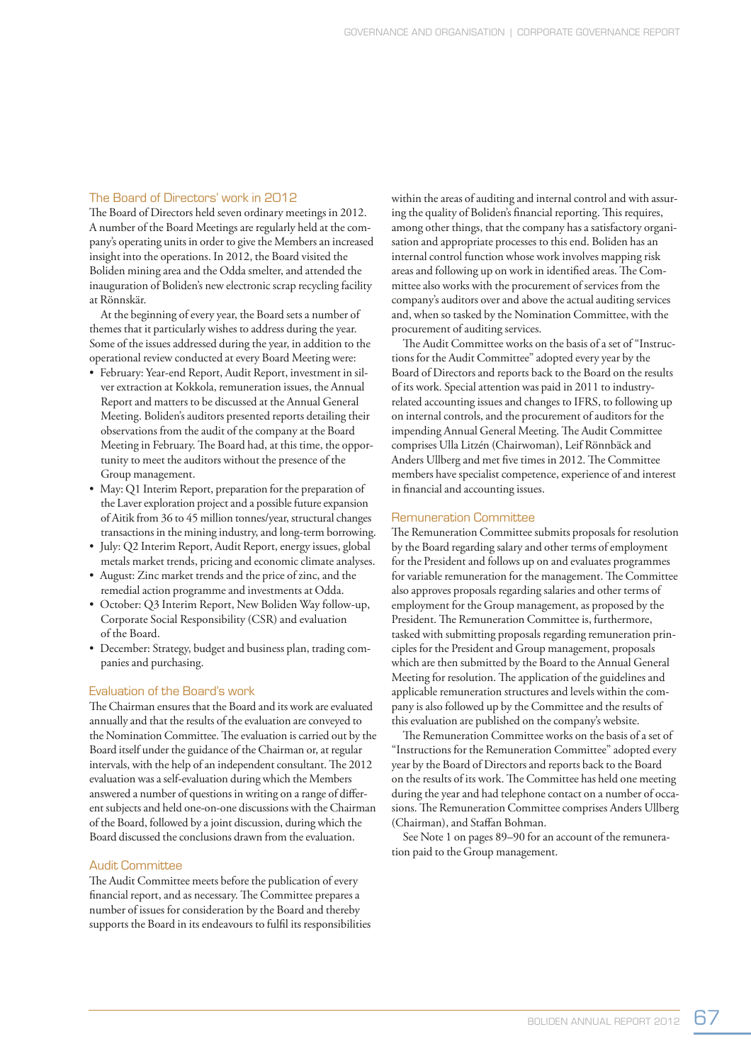## The Board of Directors' work in 2012

The Board of Directors held seven ordinary meetings in 2012. A number of the Board Meetings are regularly held at the company's operating units in order to give the Members an increased insight into the operations. In 2012, the Board visited the Boliden mining area and the Odda smelter, and attended the inauguration of Boliden's new electronic scrap recycling facility at Rönnskär.

At the beginning of every year, the Board sets a number of themes that it particularly wishes to address during the year. Some of the issues addressed during the year, in addition to the operational review conducted at every Board Meeting were:

- February: Year-end Report, Audit Report, investment in silver extraction at Kokkola, remuneration issues, the Annual Report and matters to be discussed at the Annual General Meeting. Boliden's auditors presented reports detailing their observations from the audit of the company at the Board Meeting in February. The Board had, at this time, the opportunity to meet the auditors without the presence of the Group management.
- May: Q1 Interim Report, preparation for the preparation of the Laver exploration project and a possible future expansion of Aitik from 36 to 45 million tonnes/year, structural changes transactions in the mining industry, and long-term borrowing.
- July: Q2 Interim Report, Audit Report, energy issues, global metals market trends, pricing and economic climate analyses.
- August: Zinc market trends and the price of zinc, and the remedial action programme and investments at Odda.
- October: Q3 Interim Report, New Boliden Way follow-up, Corporate Social Responsibility (CSR) and evaluation of the Board.
- December: Strategy, budget and business plan, trading companies and purchasing.

## Evaluation of the Board's work

The Chairman ensures that the Board and its work are evaluated annually and that the results of the evaluation are conveyed to the Nomination Committee. The evaluation is carried out by the Board itself under the guidance of the Chairman or, at regular intervals, with the help of an independent consultant. The 2012 evaluation was a self-evaluation during which the Members answered a number of questions in writing on a range of different subjects and held one-on-one discussions with the Chairman of the Board, followed by a joint discussion, during which the Board discussed the conclusions drawn from the evaluation.

## Audit Committee

The Audit Committee meets before the publication of every financial report, and as necessary. The Committee prepares a number of issues for consideration by the Board and thereby supports the Board in its endeavours to fulfil its responsibilities within the areas of auditing and internal control and with assuring the quality of Boliden's financial reporting. This requires, among other things, that the company has a satisfactory organisation and appropriate processes to this end. Boliden has an internal control function whose work involves mapping risk areas and following up on work in identified areas. The Committee also works with the procurement of services from the company's auditors over and above the actual auditing services and, when so tasked by the Nomination Committee, with the procurement of auditing services.

The Audit Committee works on the basis of a set of "Instructions for the Audit Committee" adopted every year by the Board of Directors and reports back to the Board on the results of its work. Special attention was paid in 2011 to industry-related accounting issues and changes to IFRS, to following up on internal controls, and the procurement of auditors for the impending Annual General Meeting. The Audit Committee comprises Ulla Litzén (Chairwoman), Leif Rönnbäck and Anders Ullberg and met five times in 2012. The Committee members have specialist competence, experience of and interest in financial and accounting issues.

## Remuneration Committee

The Remuneration Committee submits proposals for resolution by the Board regarding salary and other terms of employment for the President and follows up on and evaluates programmes for variable remuneration for the management. The Committee also approves proposals regarding salaries and other terms of employment for the Group management, as proposed by the President. The Remuneration Committee is, furthermore, tasked with submitting proposals regarding remuneration principles for the President and Group management, proposals which are then submitted by the Board to the Annual General Meeting for resolution. The application of the guidelines and applicable remuneration structures and levels within the company is also followed up by the Committee and the results of this evaluation are published on the company's website.

The Remuneration Committee works on the basis of a set of "Instructions for the Remuneration Committee" adopted every year by the Board of Directors and reports back to the Board on the results of its work. The Committee has held one meeting during the year and had telephone contact on a number of occasions. The Remuneration Committee comprises Anders Ullberg (Chairman), and Staffan Bohman.

See Note 1 on pages 89–90 for an account of the remuneration paid to the Group management.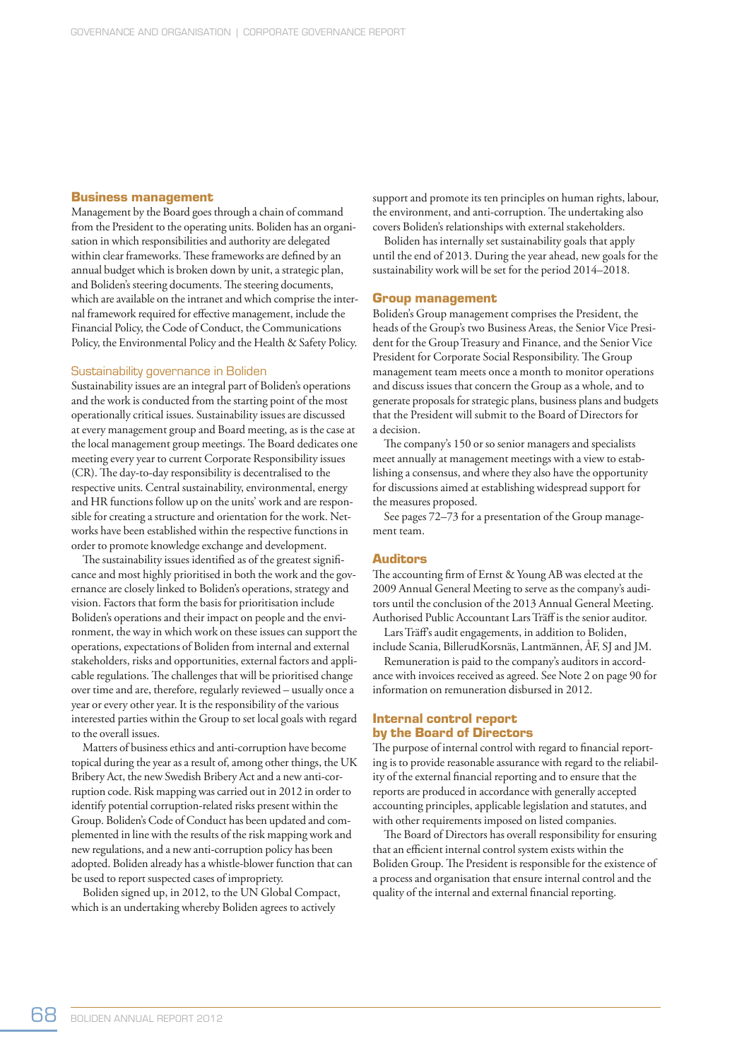## Business management

Management by the Board goes through a chain of command from the President to the operating units. Boliden has an organisation in which responsibilities and authority are delegated within clear frameworks. These frameworks are defined by an annual budget which is broken down by unit, a strategic plan, and Boliden's steering documents. The steering documents, which are available on the intranet and which comprise the internal framework required for effective management, include the Financial Policy, the Code of Conduct, the Communications Policy, the Environmental Policy and the Health & Safety Policy.

### Sustainability governance in Boliden

Sustainability issues are an integral part of Boliden's operations and the work is conducted from the starting point of the most operationally critical issues. Sustainability issues are discussed at every management group and Board meeting, as is the case at the local management group meetings. The Board dedicates one meeting every year to current Corporate Responsibility issues (CR). The day-to-day responsibility is decentralised to the respective units. Central sustainability, environmental, energy and HR functions follow up on the units' work and are responsible for creating a structure and orientation for the work. Networks have been established within the respective functions in order to promote knowledge exchange and development.

The sustainability issues identified as of the greatest significance and most highly prioritised in both the work and the governance are closely linked to Boliden's operations, strategy and vision. Factors that form the basis for prioritisation include Boliden's operations and their impact on people and the environment, the way in which work on these issues can support the operations, expectations of Boliden from internal and external stakeholders, risks and opportunities, external factors and applicable regulations. The challenges that will be prioritised change over time and are, therefore, regularly reviewed – usually once a year or every other year. It is the responsibility of the various interested parties within the Group to set local goals with regard to the overall issues.

Matters of business ethics and anti-corruption have become topical during the year as a result of, among other things, the UK Bribery Act, the new Swedish Bribery Act and a new anti-corruption code. Risk mapping was carried out in 2012 in order to identify potential corruption-related risks present within the Group. Boliden's Code of Conduct has been updated and complemented in line with the results of the risk mapping work and new regulations, and a new anti-corruption policy has been adopted. Boliden already has a whistle-blower function that can be used to report suspected cases of impropriety.

Boliden signed up, in 2012, to the UN Global Compact, which is an undertaking whereby Boliden agrees to actively support and promote its ten principles on human rights, labour, the environment, and anti-corruption. The undertaking also covers Boliden's relationships with external stakeholders.

Boliden has internally set sustainability goals that apply until the end of 2013. During the year ahead, new goals for the sustainability work will be set for the period 2014–2018.

## Group management

Boliden's Group management comprises the President, the heads of the Group's two Business Areas, the Senior Vice President for the Group Treasury and Finance, and the Senior Vice President for Corporate Social Responsibility. The Group management team meets once a month to monitor operations and discuss issues that concern the Group as a whole, and to generate proposals for strategic plans, business plans and budgets that the President will submit to the Board of Directors for a decision.

The company's 150 or so senior managers and specialists meet annually at management meetings with a view to establishing a consensus, and where they also have the opportunity for discussions aimed at establishing widespread support for the measures proposed.

See pages 72–73 for a presentation of the Group management team.

## Auditors

The accounting firm of Ernst & Young AB was elected at the 2009 Annual General Meeting to serve as the company's auditors until the conclusion of the 2013 Annual General Meeting. Authorised Public Accountant Lars Träff is the senior auditor.

Lars Träff's audit engagements, in addition to Boliden, include Scania, BillerudKorsnäs, Lantmännen, ÅF, SJ and JM.

Remuneration is paid to the company's auditors in accordance with invoices received as agreed. See Note 2 on page 90 for information on remuneration disbursed in 2012.

## Internal control report by the Board of Directors

The purpose of internal control with regard to financial reporting is to provide reasonable assurance with regard to the reliability of the external financial reporting and to ensure that the reports are produced in accordance with generally accepted accounting principles, applicable legislation and statutes, and with other requirements imposed on listed companies.

The Board of Directors has overall responsibility for ensuring that an efficient internal control system exists within the Boliden Group. The President is responsible for the existence of a process and organisation that ensure internal control and the quality of the internal and external financial reporting.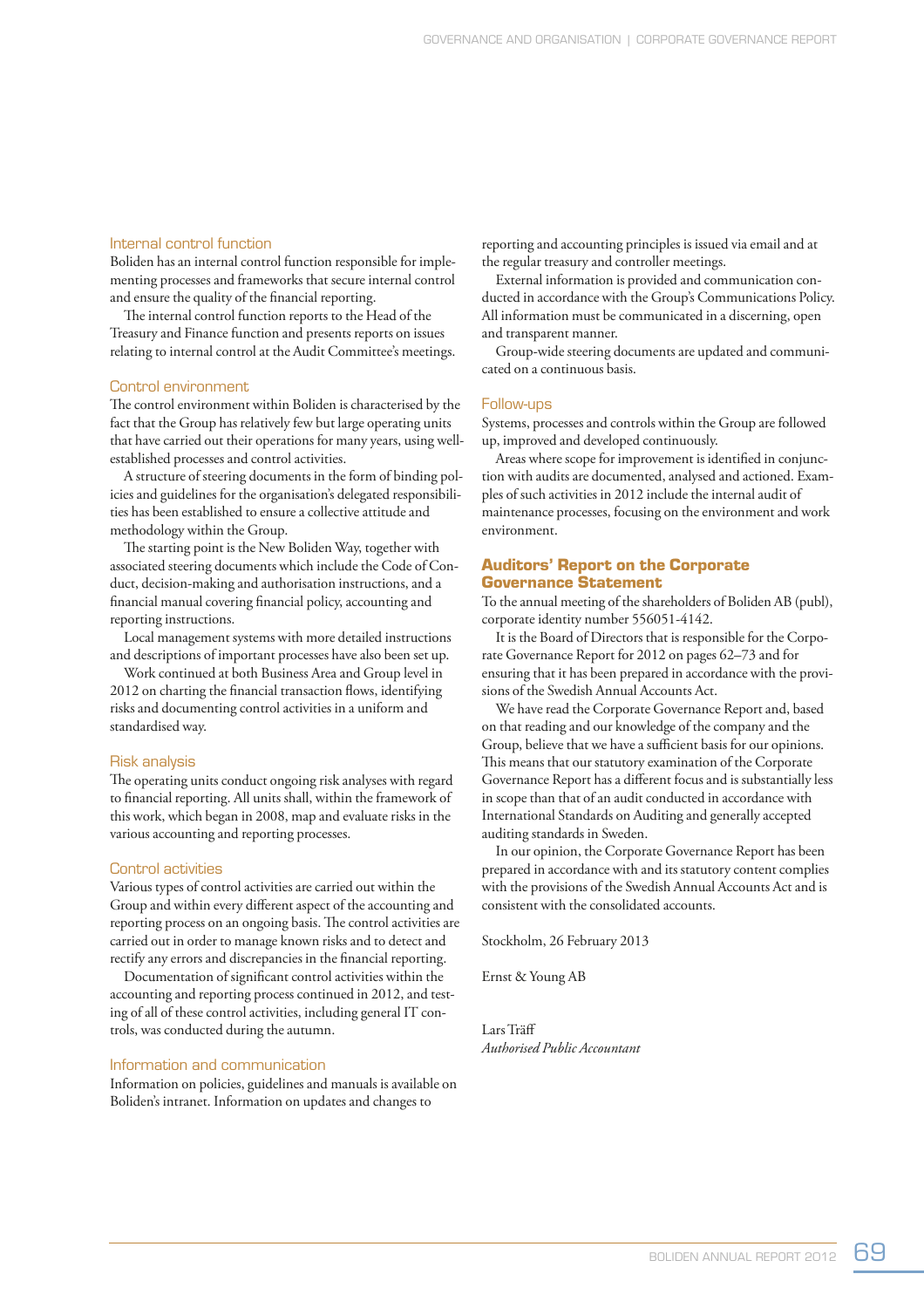### Internal control function

Boliden has an internal control function responsible for implementing processes and frameworks that secure internal control and ensure the quality of the financial reporting.

The internal control function reports to the Head of the Treasury and Finance function and presents reports on issues relating to internal control at the Audit Committee's meetings.

### Control environment

The control environment within Boliden is characterised by the fact that the Group has relatively few but large operating units that have carried out their operations for many years, using well-established processes and control activities.

A structure of steering documents in the form of binding policies and guidelines for the organisation's delegated responsibilities has been established to ensure a collective attitude and methodology within the Group.

The starting point is the New Boliden Way, together with associated steering documents which include the Code of Conduct, decision-making and authorisation instructions, and a financial manual covering financial policy, accounting and reporting instructions.

Local management systems with more detailed instructions and descriptions of important processes have also been set up.

Work continued at both Business Area and Group level in 2012 on charting the financial transaction flows, identifying risks and documenting control activities in a uniform and standardised way.

### Risk analysis

The operating units conduct ongoing risk analyses with regard to financial reporting. All units shall, within the framework of this work, which began in 2008, map and evaluate risks in the various accounting and reporting processes.

### Control activities

Various types of control activities are carried out within the Group and within every different aspect of the accounting and reporting process on an ongoing basis. The control activities are carried out in order to manage known risks and to detect and rectify any errors and discrepancies in the financial reporting.

Documentation of significant control activities within the accounting and reporting process continued in 2012, and testing of all of these control activities, including general IT controls, was conducted during the autumn.

### Information and communication

Information on policies, guidelines and manuals is available on Boliden's intranet. Information on updates and changes to reporting and accounting principles is issued via email and at the regular treasury and controller meetings.

External information is provided and communication conducted in accordance with the Group's Communications Policy. All information must be communicated in a discerning, open and transparent manner.

Group-wide steering documents are updated and communicated on a continuous basis.

### Follow-ups

Systems, processes and controls within the Group are followed up, improved and developed continuously.

Areas where scope for improvement is identified in conjunction with audits are documented, analysed and actioned. Examples of such activities in 2012 include the internal audit of maintenance processes, focusing on the environment and work environment.

## Auditors' Report on the Corporate Governance Statement

To the annual meeting of the shareholders of Boliden AB (publ), corporate identity number 556051-4142.

It is the Board of Directors that is responsible for the Corporate Governance Report for 2012 on pages 62–73 and for ensuring that it has been prepared in accordance with the provisions of the Swedish Annual Accounts Act.

We have read the Corporate Governance Report and, based on that reading and our knowledge of the company and the Group, believe that we have a sufficient basis for our opinions. This means that our statutory examination of the Corporate Governance Report has a different focus and is substantially less in scope than that of an audit conducted in accordance with International Standards on Auditing and generally accepted auditing standards in Sweden.

In our opinion, the Corporate Governance Report has been prepared in accordance with and its statutory content complies with the provisions of the Swedish Annual Accounts Act and is consistent with the consolidated accounts.

Stockholm, 26 February 2013

Ernst & Young AB

Lars Träff
*Authorised Public Accountant*